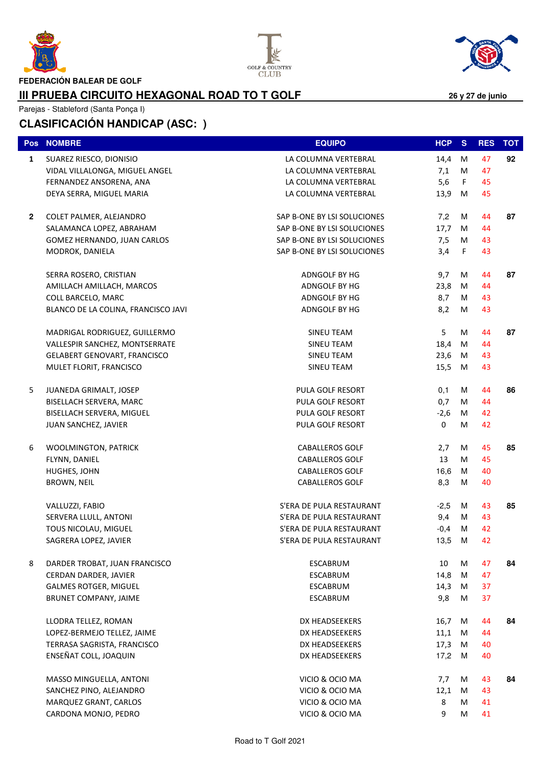FEDERACIÓN BALEAR DE GOLF

GOLF & COUNTRY CLUB

# III PRUEBA CIRCUITO HEXAGONAL ROAD TO T GOLF

**26 y 27 de junio**

Parejas - Stableford (Santa Ponça I)

## CLASIFICACIÓN HANDICAP (ASC: )

| Pos | NOMBRE | EQUIPO | HCP | S | RES | TOT |
|---|---|---|---|---|---|---|
| **1** | SUAREZ RIESCO, DIONISIO | LA COLUMNA VERTEBRAL | 14,4 | M | 47 | **92** |
| | VIDAL VILLALONGA, MIGUEL ANGEL | LA COLUMNA VERTEBRAL | 7,1 | M | 47 | |
| | FERNANDEZ ANSORENA, ANA | LA COLUMNA VERTEBRAL | 5,6 | F | 45 | |
| | DEYA SERRA, MIGUEL MARIA | LA COLUMNA VERTEBRAL | 13,9 | M | 45 | |
| **2** | COLET PALMER, ALEJANDRO | SAP B-ONE BY LSI SOLUCIONES | 7,2 | M | 44 | **87** |
| | SALAMANCA LOPEZ, ABRAHAM | SAP B-ONE BY LSI SOLUCIONES | 17,7 | M | 44 | |
| | GOMEZ HERNANDO, JUAN CARLOS | SAP B-ONE BY LSI SOLUCIONES | 7,5 | M | 43 | |
| | MODROK, DANIELA | SAP B-ONE BY LSI SOLUCIONES | 3,4 | F | 43 | |
| | SERRA ROSERO, CRISTIAN | ADNGOLF BY HG | 9,7 | M | 44 | **87** |
| | AMILLACH AMILLACH, MARCOS | ADNGOLF BY HG | 23,8 | M | 44 | |
| | COLL BARCELO, MARC | ADNGOLF BY HG | 8,7 | M | 43 | |
| | BLANCO DE LA COLINA, FRANCISCO JAVI | ADNGOLF BY HG | 8,2 | M | 43 | |
| | MADRIGAL RODRIGUEZ, GUILLERMO | SINEU TEAM | 5 | M | 44 | **87** |
| | VALLESPIR SANCHEZ, MONTSERRATE | SINEU TEAM | 18,4 | M | 44 | |
| | GELABERT GENOVART, FRANCISCO | SINEU TEAM | 23,6 | M | 43 | |
| | MULET FLORIT, FRANCISCO | SINEU TEAM | 15,5 | M | 43 | |
| 5 | JUANEDA GRIMALT, JOSEP | PULA GOLF RESORT | 0,1 | M | 44 | **86** |
| | BISELLACH SERVERA, MARC | PULA GOLF RESORT | 0,7 | M | 44 | |
| | BISELLACH SERVERA, MIGUEL | PULA GOLF RESORT | -2,6 | M | 42 | |
| | JUAN SANCHEZ, JAVIER | PULA GOLF RESORT | 0 | M | 42 | |
| 6 | WOOLMINGTON, PATRICK | CABALLEROS GOLF | 2,7 | M | 45 | **85** |
| | FLYNN, DANIEL | CABALLEROS GOLF | 13 | M | 45 | |
| | HUGHES, JOHN | CABALLEROS GOLF | 16,6 | M | 40 | |
| | BROWN, NEIL | CABALLEROS GOLF | 8,3 | M | 40 | |
| | VALLUZZI, FABIO | S'ERA DE PULA RESTAURANT | -2,5 | M | 43 | **85** |
| | SERVERA LLULL, ANTONI | S'ERA DE PULA RESTAURANT | 9,4 | M | 43 | |
| | TOUS NICOLAU, MIGUEL | S'ERA DE PULA RESTAURANT | -0,4 | M | 42 | |
| | SAGRERA LOPEZ, JAVIER | S'ERA DE PULA RESTAURANT | 13,5 | M | 42 | |
| 8 | DARDER TROBAT, JUAN FRANCISCO | ESCABRUM | 10 | M | 47 | **84** |
| | CERDAN DARDER, JAVIER | ESCABRUM | 14,8 | M | 47 | |
| | GALMES ROTGER, MIGUEL | ESCABRUM | 14,3 | M | 37 | |
| | BRUNET COMPANY, JAIME | ESCABRUM | 9,8 | M | 37 | |
| | LLODRA TELLEZ, ROMAN | DX HEADSEEKERS | 16,7 | M | 44 | **84** |
| | LOPEZ-BERMEJO TELLEZ, JAIME | DX HEADSEEKERS | 11,1 | M | 44 | |
| | TERRASA SAGRISTA, FRANCISCO | DX HEADSEEKERS | 17,3 | M | 40 | |
| | ENSEÑAT COLL, JOAQUIN | DX HEADSEEKERS | 17,2 | M | 40 | |
| | MASSO MINGUELLA, ANTONI | VICIO & OCIO MA | 7,7 | M | 43 | **84** |
| | SANCHEZ PINO, ALEJANDRO | VICIO & OCIO MA | 12,1 | M | 43 | |
| | MARQUEZ GRANT, CARLOS | VICIO & OCIO MA | 8 | M | 41 | |
| | CARDONA MONJO, PEDRO | VICIO & OCIO MA | 9 | M | 41 | |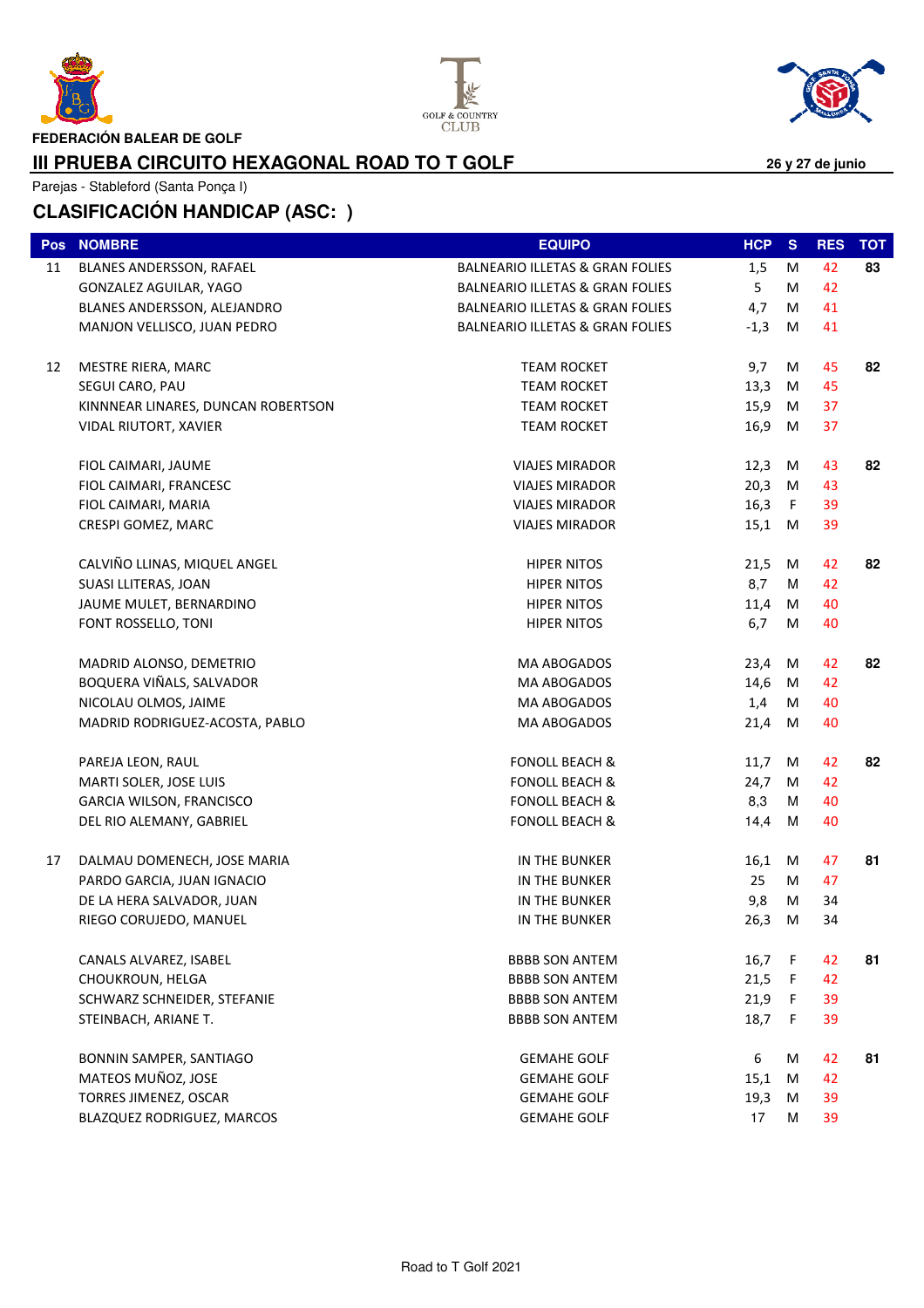FEDERACIÓN BALEAR DE GOLF

# III PRUEBA CIRCUITO HEXAGONAL ROAD TO T GOLF

**26 y 27 de junio**

Parejas - Stableford (Santa Ponça I)

## CLASIFICACIÓN HANDICAP (ASC: )

| Pos | NOMBRE | EQUIPO | HCP | S | RES | TOT |
|---|---|---|---|---|---|---|
| 11 | BLANES ANDERSSON, RAFAEL | BALNEARIO ILLETAS & GRAN FOLIES | 1,5 | M | 42 | 83 |
| | GONZALEZ AGUILAR, YAGO | BALNEARIO ILLETAS & GRAN FOLIES | 5 | M | 42 | |
| | BLANES ANDERSSON, ALEJANDRO | BALNEARIO ILLETAS & GRAN FOLIES | 4,7 | M | 41 | |
| | MANJON VELLISCO, JUAN PEDRO | BALNEARIO ILLETAS & GRAN FOLIES | -1,3 | M | 41 | |
| 12 | MESTRE RIERA, MARC | TEAM ROCKET | 9,7 | M | 45 | 82 |
| | SEGUI CARO, PAU | TEAM ROCKET | 13,3 | M | 45 | |
| | KINNNEAR LINARES, DUNCAN ROBERTSON | TEAM ROCKET | 15,9 | M | 37 | |
| | VIDAL RIUTORT, XAVIER | TEAM ROCKET | 16,9 | M | 37 | |
| | FIOL CAIMARI, JAUME | VIAJES MIRADOR | 12,3 | M | 43 | 82 |
| | FIOL CAIMARI, FRANCESC | VIAJES MIRADOR | 20,3 | M | 43 | |
| | FIOL CAIMARI, MARIA | VIAJES MIRADOR | 16,3 | F | 39 | |
| | CRESPI GOMEZ, MARC | VIAJES MIRADOR | 15,1 | M | 39 | |
| | CALVIÑO LLINAS, MIQUEL ANGEL | HIPER NITOS | 21,5 | M | 42 | 82 |
| | SUASI LLITERAS, JOAN | HIPER NITOS | 8,7 | M | 42 | |
| | JAUME MULET, BERNARDINO | HIPER NITOS | 11,4 | M | 40 | |
| | FONT ROSSELLO, TONI | HIPER NITOS | 6,7 | M | 40 | |
| | MADRID ALONSO, DEMETRIO | MA ABOGADOS | 23,4 | M | 42 | 82 |
| | BOQUERA VIÑALS, SALVADOR | MA ABOGADOS | 14,6 | M | 42 | |
| | NICOLAU OLMOS, JAIME | MA ABOGADOS | 1,4 | M | 40 | |
| | MADRID RODRIGUEZ-ACOSTA, PABLO | MA ABOGADOS | 21,4 | M | 40 | |
| | PAREJA LEON, RAUL | FONOLL BEACH & | 11,7 | M | 42 | 82 |
| | MARTI SOLER, JOSE LUIS | FONOLL BEACH & | 24,7 | M | 42 | |
| | GARCIA WILSON, FRANCISCO | FONOLL BEACH & | 8,3 | M | 40 | |
| | DEL RIO ALEMANY, GABRIEL | FONOLL BEACH & | 14,4 | M | 40 | |
| 17 | DALMAU DOMENECH, JOSE MARIA | IN THE BUNKER | 16,1 | M | 47 | 81 |
| | PARDO GARCIA, JUAN IGNACIO | IN THE BUNKER | 25 | M | 47 | |
| | DE LA HERA SALVADOR, JUAN | IN THE BUNKER | 9,8 | M | 34 | |
| | RIEGO CORUJEDO, MANUEL | IN THE BUNKER | 26,3 | M | 34 | |
| | CANALS ALVAREZ, ISABEL | BBBB SON ANTEM | 16,7 | F | 42 | 81 |
| | CHOUKROUN, HELGA | BBBB SON ANTEM | 21,5 | F | 42 | |
| | SCHWARZ SCHNEIDER, STEFANIE | BBBB SON ANTEM | 21,9 | F | 39 | |
| | STEINBACH, ARIANE T. | BBBB SON ANTEM | 18,7 | F | 39 | |
| | BONNIN SAMPER, SANTIAGO | GEMAHE GOLF | 6 | M | 42 | 81 |
| | MATEOS MUÑOZ, JOSE | GEMAHE GOLF | 15,1 | M | 42 | |
| | TORRES JIMENEZ, OSCAR | GEMAHE GOLF | 19,3 | M | 39 | |
| | BLAZQUEZ RODRIGUEZ, MARCOS | GEMAHE GOLF | 17 | M | 39 | |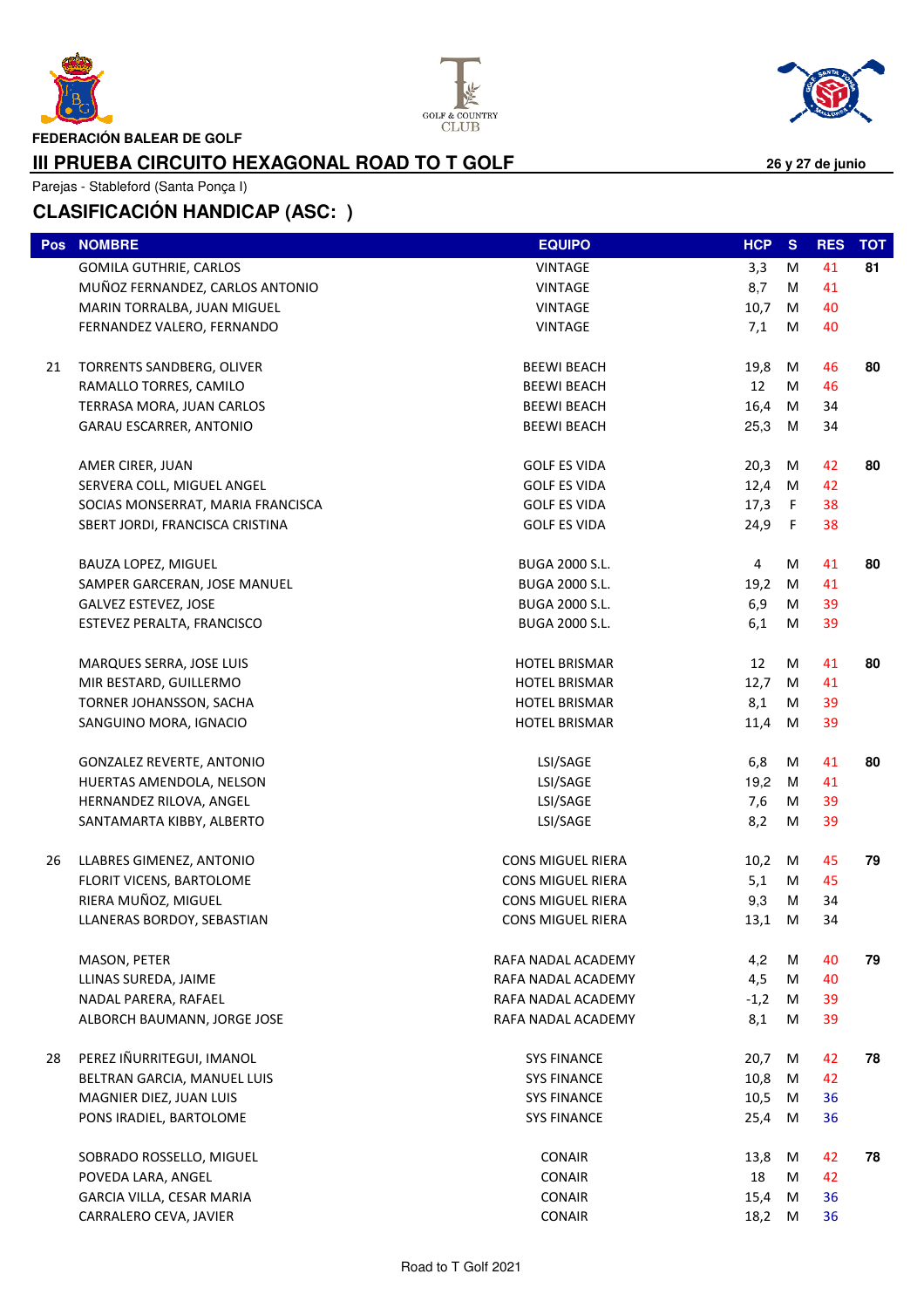**FEDERACIÓN BALEAR DE GOLF**

# III PRUEBA CIRCUITO HEXAGONAL ROAD TO T GOLF

**26 y 27 de junio**

Parejas - Stableford (Santa Ponça I)

## CLASIFICACIÓN HANDICAP (ASC: )

| Pos | NOMBRE | EQUIPO | HCP | S | RES | TOT |
|---|---|---|---|---|---|---|
| | GOMILA GUTHRIE, CARLOS | VINTAGE | 3,3 | M | 41 | 81 |
| | MUÑOZ FERNANDEZ, CARLOS ANTONIO | VINTAGE | 8,7 | M | 41 | |
| | MARIN TORRALBA, JUAN MIGUEL | VINTAGE | 10,7 | M | 40 | |
| | FERNANDEZ VALERO, FERNANDO | VINTAGE | 7,1 | M | 40 | |
| 21 | TORRENTS SANDBERG, OLIVER | BEEWI BEACH | 19,8 | M | 46 | 80 |
| | RAMALLO TORRES, CAMILO | BEEWI BEACH | 12 | M | 46 | |
| | TERRASA MORA, JUAN CARLOS | BEEWI BEACH | 16,4 | M | 34 | |
| | GARAU ESCARRER, ANTONIO | BEEWI BEACH | 25,3 | M | 34 | |
| | AMER CIRER, JUAN | GOLF ES VIDA | 20,3 | M | 42 | 80 |
| | SERVERA COLL, MIGUEL ANGEL | GOLF ES VIDA | 12,4 | M | 42 | |
| | SOCIAS MONSERRAT, MARIA FRANCISCA | GOLF ES VIDA | 17,3 | F | 38 | |
| | SBERT JORDI, FRANCISCA CRISTINA | GOLF ES VIDA | 24,9 | F | 38 | |
| | BAUZA LOPEZ, MIGUEL | BUGA 2000 S.L. | 4 | M | 41 | 80 |
| | SAMPER GARCERAN, JOSE MANUEL | BUGA 2000 S.L. | 19,2 | M | 41 | |
| | GALVEZ ESTEVEZ, JOSE | BUGA 2000 S.L. | 6,9 | M | 39 | |
| | ESTEVEZ PERALTA, FRANCISCO | BUGA 2000 S.L. | 6,1 | M | 39 | |
| | MARQUES SERRA, JOSE LUIS | HOTEL BRISMAR | 12 | M | 41 | 80 |
| | MIR BESTARD, GUILLERMO | HOTEL BRISMAR | 12,7 | M | 41 | |
| | TORNER JOHANSSON, SACHA | HOTEL BRISMAR | 8,1 | M | 39 | |
| | SANGUINO MORA, IGNACIO | HOTEL BRISMAR | 11,4 | M | 39 | |
| | GONZALEZ REVERTE, ANTONIO | LSI/SAGE | 6,8 | M | 41 | 80 |
| | HUERTAS AMENDOLA, NELSON | LSI/SAGE | 19,2 | M | 41 | |
| | HERNANDEZ RILOVA, ANGEL | LSI/SAGE | 7,6 | M | 39 | |
| | SANTAMARTA KIBBY, ALBERTO | LSI/SAGE | 8,2 | M | 39 | |
| 26 | LLABRES GIMENEZ, ANTONIO | CONS MIGUEL RIERA | 10,2 | M | 45 | 79 |
| | FLORIT VICENS, BARTOLOME | CONS MIGUEL RIERA | 5,1 | M | 45 | |
| | RIERA MUÑOZ, MIGUEL | CONS MIGUEL RIERA | 9,3 | M | 34 | |
| | LLANERAS BORDOY, SEBASTIAN | CONS MIGUEL RIERA | 13,1 | M | 34 | |
| | MASON, PETER | RAFA NADAL ACADEMY | 4,2 | M | 40 | 79 |
| | LLINAS SUREDA, JAIME | RAFA NADAL ACADEMY | 4,5 | M | 40 | |
| | NADAL PARERA, RAFAEL | RAFA NADAL ACADEMY | -1,2 | M | 39 | |
| | ALBORCH BAUMANN, JORGE JOSE | RAFA NADAL ACADEMY | 8,1 | M | 39 | |
| 28 | PEREZ IÑURRITEGUI, IMANOL | SYS FINANCE | 20,7 | M | 42 | 78 |
| | BELTRAN GARCIA, MANUEL LUIS | SYS FINANCE | 10,8 | M | 42 | |
| | MAGNIER DIEZ, JUAN LUIS | SYS FINANCE | 10,5 | M | 36 | |
| | PONS IRADIEL, BARTOLOME | SYS FINANCE | 25,4 | M | 36 | |
| | SOBRADO ROSSELLO, MIGUEL | CONAIR | 13,8 | M | 42 | 78 |
| | POVEDA LARA, ANGEL | CONAIR | 18 | M | 42 | |
| | GARCIA VILLA, CESAR MARIA | CONAIR | 15,4 | M | 36 | |
| | CARRALERO CEVA, JAVIER | CONAIR | 18,2 | M | 36 | |

Road to T Golf 2021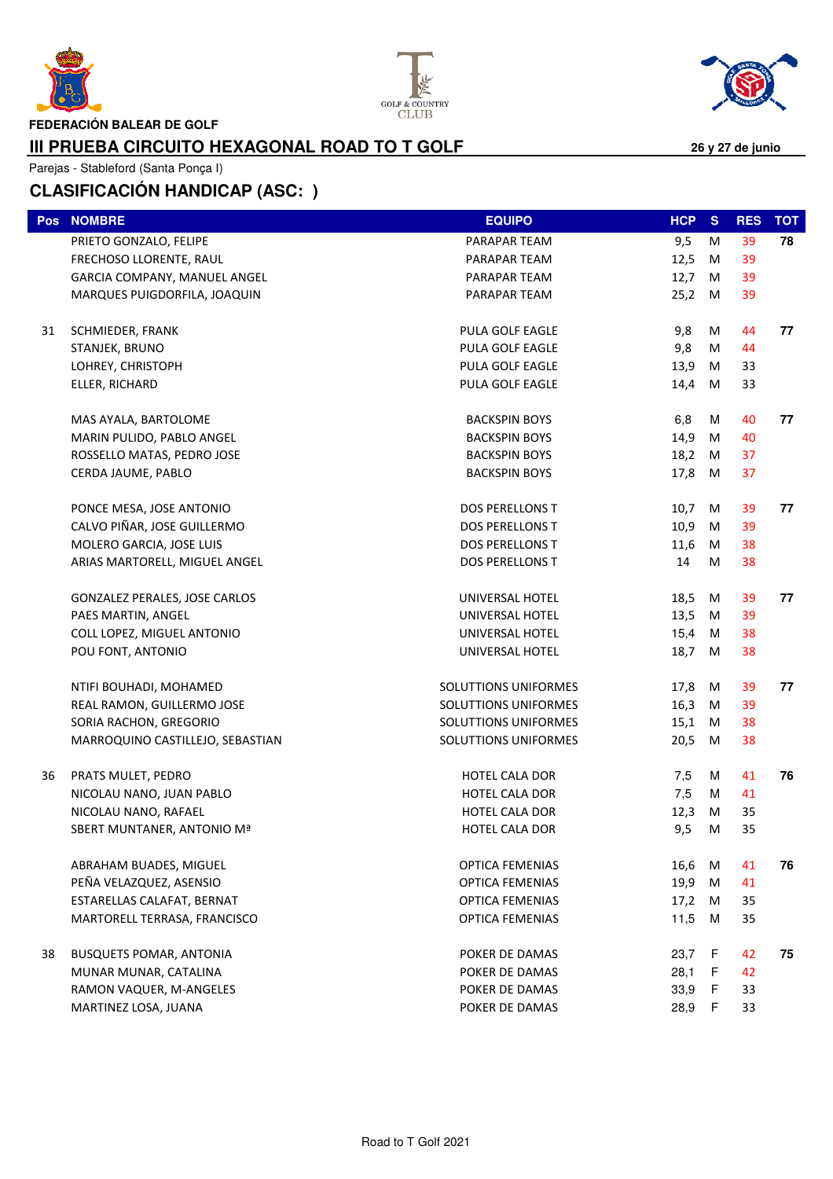FEDERACIÓN BALEAR DE GOLF

## III PRUEBA CIRCUITO HEXAGONAL ROAD TO T GOLF

26 y 27 de junio

Parejas - Stableford (Santa Ponça I)

## CLASIFICACIÓN HANDICAP (ASC: )

| Pos | NOMBRE | EQUIPO | HCP | S | RES | TOT |
|---|---|---|---|---|---|---|
| | PRIETO GONZALO, FELIPE | PARAPAR TEAM | 9,5 | M | 39 | 78 |
| | FRECHOSO LLORENTE, RAUL | PARAPAR TEAM | 12,5 | M | 39 | |
| | GARCIA COMPANY, MANUEL ANGEL | PARAPAR TEAM | 12,7 | M | 39 | |
| | MARQUES PUIGDORFILA, JOAQUIN | PARAPAR TEAM | 25,2 | M | 39 | |
| 31 | SCHMIEDER, FRANK | PULA GOLF EAGLE | 9,8 | M | 44 | 77 |
| | STANJEK, BRUNO | PULA GOLF EAGLE | 9,8 | M | 44 | |
| | LOHREY, CHRISTOPH | PULA GOLF EAGLE | 13,9 | M | 33 | |
| | ELLER, RICHARD | PULA GOLF EAGLE | 14,4 | M | 33 | |
| | MAS AYALA, BARTOLOME | BACKSPIN BOYS | 6,8 | M | 40 | 77 |
| | MARIN PULIDO, PABLO ANGEL | BACKSPIN BOYS | 14,9 | M | 40 | |
| | ROSSELLO MATAS, PEDRO JOSE | BACKSPIN BOYS | 18,2 | M | 37 | |
| | CERDA JAUME, PABLO | BACKSPIN BOYS | 17,8 | M | 37 | |
| | PONCE MESA, JOSE ANTONIO | DOS PERELLONS T | 10,7 | M | 39 | 77 |
| | CALVO PIÑAR, JOSE GUILLERMO | DOS PERELLONS T | 10,9 | M | 39 | |
| | MOLERO GARCIA, JOSE LUIS | DOS PERELLONS T | 11,6 | M | 38 | |
| | ARIAS MARTORELL, MIGUEL ANGEL | DOS PERELLONS T | 14 | M | 38 | |
| | GONZALEZ PERALES, JOSE CARLOS | UNIVERSAL HOTEL | 18,5 | M | 39 | 77 |
| | PAES MARTIN, ANGEL | UNIVERSAL HOTEL | 13,5 | M | 39 | |
| | COLL LOPEZ, MIGUEL ANTONIO | UNIVERSAL HOTEL | 15,4 | M | 38 | |
| | POU FONT, ANTONIO | UNIVERSAL HOTEL | 18,7 | M | 38 | |
| | NTIFI BOUHADI, MOHAMED | SOLUTTIONS UNIFORMES | 17,8 | M | 39 | 77 |
| | REAL RAMON, GUILLERMO JOSE | SOLUTTIONS UNIFORMES | 16,3 | M | 39 | |
| | SORIA RACHON, GREGORIO | SOLUTTIONS UNIFORMES | 15,1 | M | 38 | |
| | MARROQUINO CASTILLEJO, SEBASTIAN | SOLUTTIONS UNIFORMES | 20,5 | M | 38 | |
| 36 | PRATS MULET, PEDRO | HOTEL CALA DOR | 7,5 | M | 41 | 76 |
| | NICOLAU NANO, JUAN PABLO | HOTEL CALA DOR | 7,5 | M | 41 | |
| | NICOLAU NANO, RAFAEL | HOTEL CALA DOR | 12,3 | M | 35 | |
| | SBERT MUNTANER, ANTONIO Mª | HOTEL CALA DOR | 9,5 | M | 35 | |
| | ABRAHAM BUADES, MIGUEL | OPTICA FEMENIAS | 16,6 | M | 41 | 76 |
| | PEÑA VELAZQUEZ, ASENSIO | OPTICA FEMENIAS | 19,9 | M | 41 | |
| | ESTARELLAS CALAFAT, BERNAT | OPTICA FEMENIAS | 17,2 | M | 35 | |
| | MARTORELL TERRASA, FRANCISCO | OPTICA FEMENIAS | 11,5 | M | 35 | |
| 38 | BUSQUETS POMAR, ANTONIA | POKER DE DAMAS | 23,7 | F | 42 | 75 |
| | MUNAR MUNAR, CATALINA | POKER DE DAMAS | 28,1 | F | 42 | |
| | RAMON VAQUER, M-ANGELES | POKER DE DAMAS | 33,9 | F | 33 | |
| | MARTINEZ LOSA, JUANA | POKER DE DAMAS | 28,9 | F | 33 | |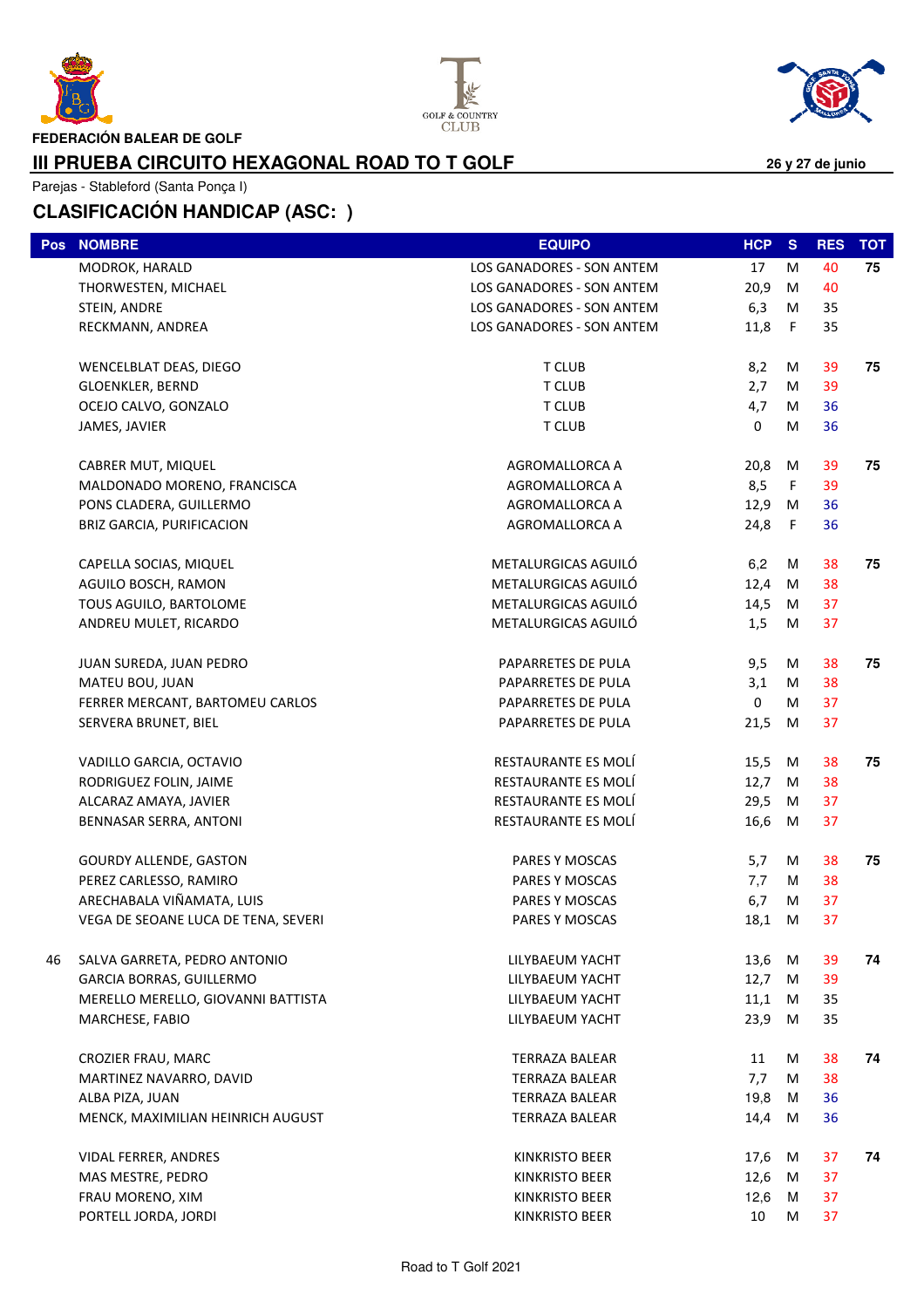FEDERACIÓN BALEAR DE GOLF

## III PRUEBA CIRCUITO HEXAGONAL ROAD TO T GOLF

**26 y 27 de junio**

Parejas - Stableford (Santa Ponça I)

## CLASIFICACIÓN HANDICAP (ASC: )

| Pos | NOMBRE | EQUIPO | HCP | S | RES | TOT |
|---|---|---|---|---|---|---|
| | MODROK, HARALD | LOS GANADORES - SON ANTEM | 17 | M | 40 | 75 |
| | THORWESTEN, MICHAEL | LOS GANADORES - SON ANTEM | 20,9 | M | 40 | |
| | STEIN, ANDRE | LOS GANADORES - SON ANTEM | 6,3 | M | 35 | |
| | RECKMANN, ANDREA | LOS GANADORES - SON ANTEM | 11,8 | F | 35 | |
| | WENCELBLAT DEAS, DIEGO | T CLUB | 8,2 | M | 39 | 75 |
| | GLOENKLER, BERND | T CLUB | 2,7 | M | 39 | |
| | OCEJO CALVO, GONZALO | T CLUB | 4,7 | M | 36 | |
| | JAMES, JAVIER | T CLUB | 0 | M | 36 | |
| | CABRER MUT, MIQUEL | AGROMALLORCA A | 20,8 | M | 39 | 75 |
| | MALDONADO MORENO, FRANCISCA | AGROMALLORCA A | 8,5 | F | 39 | |
| | PONS CLADERA, GUILLERMO | AGROMALLORCA A | 12,9 | M | 36 | |
| | BRIZ GARCIA, PURIFICACION | AGROMALLORCA A | 24,8 | F | 36 | |
| | CAPELLA SOCIAS, MIQUEL | METALURGICAS AGUILÓ | 6,2 | M | 38 | 75 |
| | AGUILO BOSCH, RAMON | METALURGICAS AGUILÓ | 12,4 | M | 38 | |
| | TOUS AGUILO, BARTOLOME | METALURGICAS AGUILÓ | 14,5 | M | 37 | |
| | ANDREU MULET, RICARDO | METALURGICAS AGUILÓ | 1,5 | M | 37 | |
| | JUAN SUREDA, JUAN PEDRO | PAPARRETES DE PULA | 9,5 | M | 38 | 75 |
| | MATEU BOU, JUAN | PAPARRETES DE PULA | 3,1 | M | 38 | |
| | FERRER MERCANT, BARTOMEU CARLOS | PAPARRETES DE PULA | 0 | M | 37 | |
| | SERVERA BRUNET, BIEL | PAPARRETES DE PULA | 21,5 | M | 37 | |
| | VADILLO GARCIA, OCTAVIO | RESTAURANTE ES MOLÍ | 15,5 | M | 38 | 75 |
| | RODRIGUEZ FOLIN, JAIME | RESTAURANTE ES MOLÍ | 12,7 | M | 38 | |
| | ALCARAZ AMAYA, JAVIER | RESTAURANTE ES MOLÍ | 29,5 | M | 37 | |
| | BENNASAR SERRA, ANTONI | RESTAURANTE ES MOLÍ | 16,6 | M | 37 | |
| | GOURDY ALLENDE, GASTON | PARES Y MOSCAS | 5,7 | M | 38 | 75 |
| | PEREZ CARLESSO, RAMIRO | PARES Y MOSCAS | 7,7 | M | 38 | |
| | ARECHABALA VIÑAMATA, LUIS | PARES Y MOSCAS | 6,7 | M | 37 | |
| | VEGA DE SEOANE LUCA DE TENA, SEVERI | PARES Y MOSCAS | 18,1 | M | 37 | |
| 46 | SALVA GARRETA, PEDRO ANTONIO | LILYBAEUM YACHT | 13,6 | M | 39 | 74 |
| | GARCIA BORRAS, GUILLERMO | LILYBAEUM YACHT | 12,7 | M | 39 | |
| | MERELLO MERELLO, GIOVANNI BATTISTA | LILYBAEUM YACHT | 11,1 | M | 35 | |
| | MARCHESE, FABIO | LILYBAEUM YACHT | 23,9 | M | 35 | |
| | CROZIER FRAU, MARC | TERRAZA BALEAR | 11 | M | 38 | 74 |
| | MARTINEZ NAVARRO, DAVID | TERRAZA BALEAR | 7,7 | M | 38 | |
| | ALBA PIZA, JUAN | TERRAZA BALEAR | 19,8 | M | 36 | |
| | MENCK, MAXIMILIAN HEINRICH AUGUST | TERRAZA BALEAR | 14,4 | M | 36 | |
| | VIDAL FERRER, ANDRES | KINKRISTO BEER | 17,6 | M | 37 | 74 |
| | MAS MESTRE, PEDRO | KINKRISTO BEER | 12,6 | M | 37 | |
| | FRAU MORENO, XIM | KINKRISTO BEER | 12,6 | M | 37 | |
| | PORTELL JORDA, JORDI | KINKRISTO BEER | 10 | M | 37 | |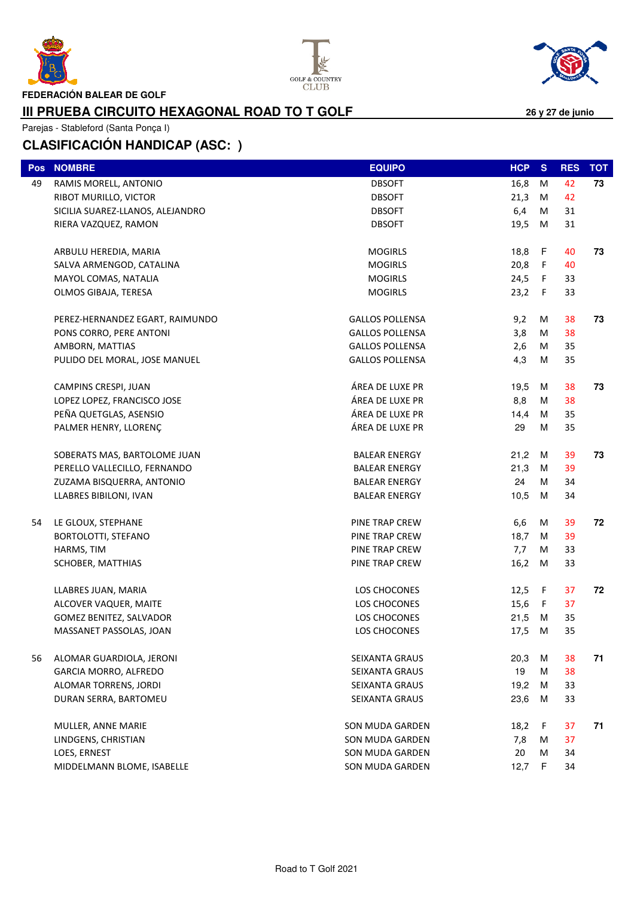FEDERACIÓN BALEAR DE GOLF

## III PRUEBA CIRCUITO HEXAGONAL ROAD TO T GOLF

**26 y 27 de junio**

Parejas - Stableford (Santa Ponça I)

## CLASIFICACIÓN HANDICAP (ASC: )

| Pos | NOMBRE | EQUIPO | HCP | S | RES | TOT |
|---|---|---|---|---|---|---|
| 49 | RAMIS MORELL, ANTONIO | DBSOFT | 16,8 | M | 42 | 73 |
| | RIBOT MURILLO, VICTOR | DBSOFT | 21,3 | M | 42 | |
| | SICILIA SUAREZ-LLANOS, ALEJANDRO | DBSOFT | 6,4 | M | 31 | |
| | RIERA VAZQUEZ, RAMON | DBSOFT | 19,5 | M | 31 | |
| | ARBULU HEREDIA, MARIA | MOGIRLS | 18,8 | F | 40 | 73 |
| | SALVA ARMENGOD, CATALINA | MOGIRLS | 20,8 | F | 40 | |
| | MAYOL COMAS, NATALIA | MOGIRLS | 24,5 | F | 33 | |
| | OLMOS GIBAJA, TERESA | MOGIRLS | 23,2 | F | 33 | |
| | PEREZ-HERNANDEZ EGART, RAIMUNDO | GALLOS POLLENSA | 9,2 | M | 38 | 73 |
| | PONS CORRO, PERE ANTONI | GALLOS POLLENSA | 3,8 | M | 38 | |
| | AMBORN, MATTIAS | GALLOS POLLENSA | 2,6 | M | 35 | |
| | PULIDO DEL MORAL, JOSE MANUEL | GALLOS POLLENSA | 4,3 | M | 35 | |
| | CAMPINS CRESPI, JUAN | ÁREA DE LUXE PR | 19,5 | M | 38 | 73 |
| | LOPEZ LOPEZ, FRANCISCO JOSE | ÁREA DE LUXE PR | 8,8 | M | 38 | |
| | PEÑA QUETGLAS, ASENSIO | ÁREA DE LUXE PR | 14,4 | M | 35 | |
| | PALMER HENRY, LLORENÇ | ÁREA DE LUXE PR | 29 | M | 35 | |
| | SOBERATS MAS, BARTOLOME JUAN | BALEAR ENERGY | 21,2 | M | 39 | 73 |
| | PERELLO VALLECILLO, FERNANDO | BALEAR ENERGY | 21,3 | M | 39 | |
| | ZUZAMA BISQUERRA, ANTONIO | BALEAR ENERGY | 24 | M | 34 | |
| | LLABRES BIBILONI, IVAN | BALEAR ENERGY | 10,5 | M | 34 | |
| 54 | LE GLOUX, STEPHANE | PINE TRAP CREW | 6,6 | M | 39 | 72 |
| | BORTOLOTTI, STEFANO | PINE TRAP CREW | 18,7 | M | 39 | |
| | HARMS, TIM | PINE TRAP CREW | 7,7 | M | 33 | |
| | SCHOBER, MATTHIAS | PINE TRAP CREW | 16,2 | M | 33 | |
| | LLABRES JUAN, MARIA | LOS CHOCONES | 12,5 | F | 37 | 72 |
| | ALCOVER VAQUER, MAITE | LOS CHOCONES | 15,6 | F | 37 | |
| | GOMEZ BENITEZ, SALVADOR | LOS CHOCONES | 21,5 | M | 35 | |
| | MASSANET PASSOLAS, JOAN | LOS CHOCONES | 17,5 | M | 35 | |
| 56 | ALOMAR GUARDIOLA, JERONI | SEIXANTA GRAUS | 20,3 | M | 38 | 71 |
| | GARCIA MORRO, ALFREDO | SEIXANTA GRAUS | 19 | M | 38 | |
| | ALOMAR TORRENS, JORDI | SEIXANTA GRAUS | 19,2 | M | 33 | |
| | DURAN SERRA, BARTOMEU | SEIXANTA GRAUS | 23,6 | M | 33 | |
| | MULLER, ANNE MARIE | SON MUDA GARDEN | 18,2 | F | 37 | 71 |
| | LINDGENS, CHRISTIAN | SON MUDA GARDEN | 7,8 | M | 37 | |
| | LOES, ERNEST | SON MUDA GARDEN | 20 | M | 34 | |
| | MIDDELMANN BLOME, ISABELLE | SON MUDA GARDEN | 12,7 | F | 34 | |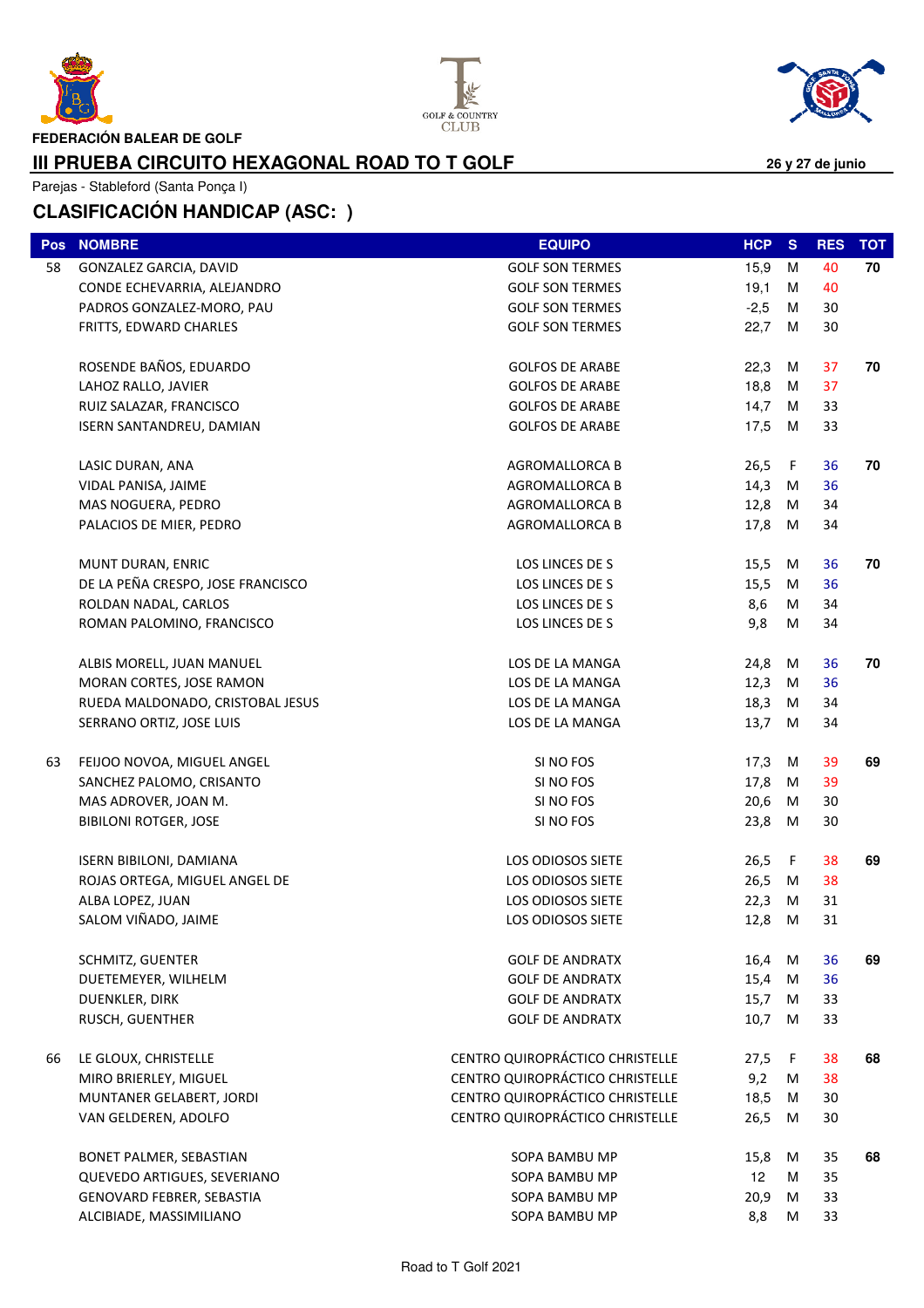FEDERACIÓN BALEAR DE GOLF

# III PRUEBA CIRCUITO HEXAGONAL ROAD TO T GOLF

**26 y 27 de junio**

Parejas - Stableford (Santa Ponça I)

## CLASIFICACIÓN HANDICAP (ASC: )

| Pos | NOMBRE | EQUIPO | HCP | S | RES | TOT |
|---|---|---|---|---|---|---|
| 58 | GONZALEZ GARCIA, DAVID | GOLF SON TERMES | 15,9 | M | 40 | 70 |
| | CONDE ECHEVARRIA, ALEJANDRO | GOLF SON TERMES | 19,1 | M | 40 | |
| | PADROS GONZALEZ-MORO, PAU | GOLF SON TERMES | -2,5 | M | 30 | |
| | FRITTS, EDWARD CHARLES | GOLF SON TERMES | 22,7 | M | 30 | |
| | ROSENDE BAÑOS, EDUARDO | GOLFOS DE ARABE | 22,3 | M | 37 | 70 |
| | LAHOZ RALLO, JAVIER | GOLFOS DE ARABE | 18,8 | M | 37 | |
| | RUIZ SALAZAR, FRANCISCO | GOLFOS DE ARABE | 14,7 | M | 33 | |
| | ISERN SANTANDREU, DAMIAN | GOLFOS DE ARABE | 17,5 | M | 33 | |
| | LASIC DURAN, ANA | AGROMALLORCA B | 26,5 | F | 36 | 70 |
| | VIDAL PANISA, JAIME | AGROMALLORCA B | 14,3 | M | 36 | |
| | MAS NOGUERA, PEDRO | AGROMALLORCA B | 12,8 | M | 34 | |
| | PALACIOS DE MIER, PEDRO | AGROMALLORCA B | 17,8 | M | 34 | |
| | MUNT DURAN, ENRIC | LOS LINCES DE S | 15,5 | M | 36 | 70 |
| | DE LA PEÑA CRESPO, JOSE FRANCISCO | LOS LINCES DE S | 15,5 | M | 36 | |
| | ROLDAN NADAL, CARLOS | LOS LINCES DE S | 8,6 | M | 34 | |
| | ROMAN PALOMINO, FRANCISCO | LOS LINCES DE S | 9,8 | M | 34 | |
| | ALBIS MORELL, JUAN MANUEL | LOS DE LA MANGA | 24,8 | M | 36 | 70 |
| | MORAN CORTES, JOSE RAMON | LOS DE LA MANGA | 12,3 | M | 36 | |
| | RUEDA MALDONADO, CRISTOBAL JESUS | LOS DE LA MANGA | 18,3 | M | 34 | |
| | SERRANO ORTIZ, JOSE LUIS | LOS DE LA MANGA | 13,7 | M | 34 | |
| 63 | FEIJOO NOVOA, MIGUEL ANGEL | SI NO FOS | 17,3 | M | 39 | 69 |
| | SANCHEZ PALOMO, CRISANTO | SI NO FOS | 17,8 | M | 39 | |
| | MAS ADROVER, JOAN M. | SI NO FOS | 20,6 | M | 30 | |
| | BIBILONI ROTGER, JOSE | SI NO FOS | 23,8 | M | 30 | |
| | ISERN BIBILONI, DAMIANA | LOS ODIOSOS SIETE | 26,5 | F | 38 | 69 |
| | ROJAS ORTEGA, MIGUEL ANGEL DE | LOS ODIOSOS SIETE | 26,5 | M | 38 | |
| | ALBA LOPEZ, JUAN | LOS ODIOSOS SIETE | 22,3 | M | 31 | |
| | SALOM VIÑADO, JAIME | LOS ODIOSOS SIETE | 12,8 | M | 31 | |
| | SCHMITZ, GUENTER | GOLF DE ANDRATX | 16,4 | M | 36 | 69 |
| | DUETEMEYER, WILHELM | GOLF DE ANDRATX | 15,4 | M | 36 | |
| | DUENKLER, DIRK | GOLF DE ANDRATX | 15,7 | M | 33 | |
| | RUSCH, GUENTHER | GOLF DE ANDRATX | 10,7 | M | 33 | |
| 66 | LE GLOUX, CHRISTELLE | CENTRO QUIROPRÁCTICO CHRISTELLE | 27,5 | F | 38 | 68 |
| | MIRO BRIERLEY, MIGUEL | CENTRO QUIROPRÁCTICO CHRISTELLE | 9,2 | M | 38 | |
| | MUNTANER GELABERT, JORDI | CENTRO QUIROPRÁCTICO CHRISTELLE | 18,5 | M | 30 | |
| | VAN GELDEREN, ADOLFO | CENTRO QUIROPRÁCTICO CHRISTELLE | 26,5 | M | 30 | |
| | BONET PALMER, SEBASTIAN | SOPA BAMBU MP | 15,8 | M | 35 | 68 |
| | QUEVEDO ARTIGUES, SEVERIANO | SOPA BAMBU MP | 12 | M | 35 | |
| | GENOVARD FEBRER, SEBASTIA | SOPA BAMBU MP | 20,9 | M | 33 | |
| | ALCIBIADE, MASSIMILIANO | SOPA BAMBU MP | 8,8 | M | 33 | |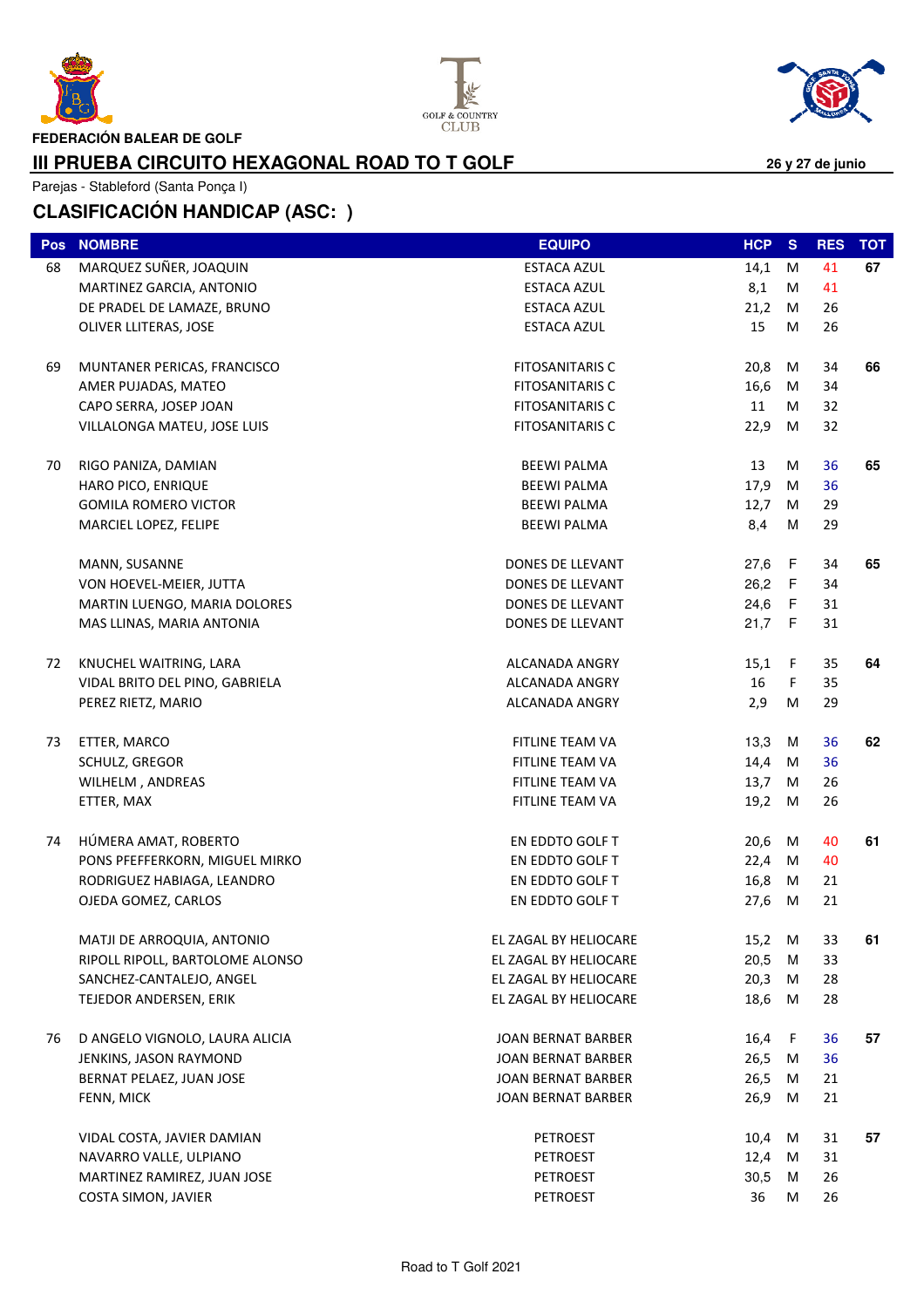FEDERACIÓN BALEAR DE GOLF

## III PRUEBA CIRCUITO HEXAGONAL ROAD TO T GOLF

**26 y 27 de junio**

Parejas - Stableford (Santa Ponça I)

## CLASIFICACIÓN HANDICAP (ASC: )

| Pos | NOMBRE | EQUIPO | HCP | S | RES | TOT |
|---|---|---|---|---|---|---|
| 68 | MARQUEZ SUÑER, JOAQUIN | ESTACA AZUL | 14,1 | M | 41 | **67** |
| | MARTINEZ GARCIA, ANTONIO | ESTACA AZUL | 8,1 | M | 41 | |
| | DE PRADEL DE LAMAZE, BRUNO | ESTACA AZUL | 21,2 | M | 26 | |
| | OLIVER LLITERAS, JOSE | ESTACA AZUL | 15 | M | 26 | |
| 69 | MUNTANER PERICAS, FRANCISCO | FITOSANITARIS C | 20,8 | M | 34 | **66** |
| | AMER PUJADAS, MATEO | FITOSANITARIS C | 16,6 | M | 34 | |
| | CAPO SERRA, JOSEP JOAN | FITOSANITARIS C | 11 | M | 32 | |
| | VILLALONGA MATEU, JOSE LUIS | FITOSANITARIS C | 22,9 | M | 32 | |
| 70 | RIGO PANIZA, DAMIAN | BEEWI PALMA | 13 | M | 36 | **65** |
| | HARO PICO, ENRIQUE | BEEWI PALMA | 17,9 | M | 36 | |
| | GOMILA ROMERO VICTOR | BEEWI PALMA | 12,7 | M | 29 | |
| | MARCIEL LOPEZ, FELIPE | BEEWI PALMA | 8,4 | M | 29 | |
| | MANN, SUSANNE | DONES DE LLEVANT | 27,6 | F | 34 | **65** |
| | VON HOEVEL-MEIER, JUTTA | DONES DE LLEVANT | 26,2 | F | 34 | |
| | MARTIN LUENGO, MARIA DOLORES | DONES DE LLEVANT | 24,6 | F | 31 | |
| | MAS LLINAS, MARIA ANTONIA | DONES DE LLEVANT | 21,7 | F | 31 | |
| 72 | KNUCHEL WAITRING, LARA | ALCANADA ANGRY | 15,1 | F | 35 | **64** |
| | VIDAL BRITO DEL PINO, GABRIELA | ALCANADA ANGRY | 16 | F | 35 | |
| | PEREZ RIETZ, MARIO | ALCANADA ANGRY | 2,9 | M | 29 | |
| 73 | ETTER, MARCO | FITLINE TEAM VA | 13,3 | M | 36 | **62** |
| | SCHULZ, GREGOR | FITLINE TEAM VA | 14,4 | M | 36 | |
| | WILHELM , ANDREAS | FITLINE TEAM VA | 13,7 | M | 26 | |
| | ETTER, MAX | FITLINE TEAM VA | 19,2 | M | 26 | |
| 74 | HÚMERA AMAT, ROBERTO | EN EDDTO GOLF T | 20,6 | M | 40 | **61** |
| | PONS PFEFFERKORN, MIGUEL MIRKO | EN EDDTO GOLF T | 22,4 | M | 40 | |
| | RODRIGUEZ HABIAGA, LEANDRO | EN EDDTO GOLF T | 16,8 | M | 21 | |
| | OJEDA GOMEZ, CARLOS | EN EDDTO GOLF T | 27,6 | M | 21 | |
| | MATJI DE ARROQUIA, ANTONIO | EL ZAGAL BY HELIOCARE | 15,2 | M | 33 | **61** |
| | RIPOLL RIPOLL, BARTOLOME ALONSO | EL ZAGAL BY HELIOCARE | 20,5 | M | 33 | |
| | SANCHEZ-CANTALEJO, ANGEL | EL ZAGAL BY HELIOCARE | 20,3 | M | 28 | |
| | TEJEDOR ANDERSEN, ERIK | EL ZAGAL BY HELIOCARE | 18,6 | M | 28 | |
| 76 | D ANGELO VIGNOLO, LAURA ALICIA | JOAN BERNAT BARBER | 16,4 | F | 36 | **57** |
| | JENKINS, JASON RAYMOND | JOAN BERNAT BARBER | 26,5 | M | 36 | |
| | BERNAT PELAEZ, JUAN JOSE | JOAN BERNAT BARBER | 26,5 | M | 21 | |
| | FENN, MICK | JOAN BERNAT BARBER | 26,9 | M | 21 | |
| | VIDAL COSTA, JAVIER DAMIAN | PETROEST | 10,4 | M | 31 | **57** |
| | NAVARRO VALLE, ULPIANO | PETROEST | 12,4 | M | 31 | |
| | MARTINEZ RAMIREZ, JUAN JOSE | PETROEST | 30,5 | M | 26 | |
| | COSTA SIMON, JAVIER | PETROEST | 36 | M | 26 | |

Road to T Golf 2021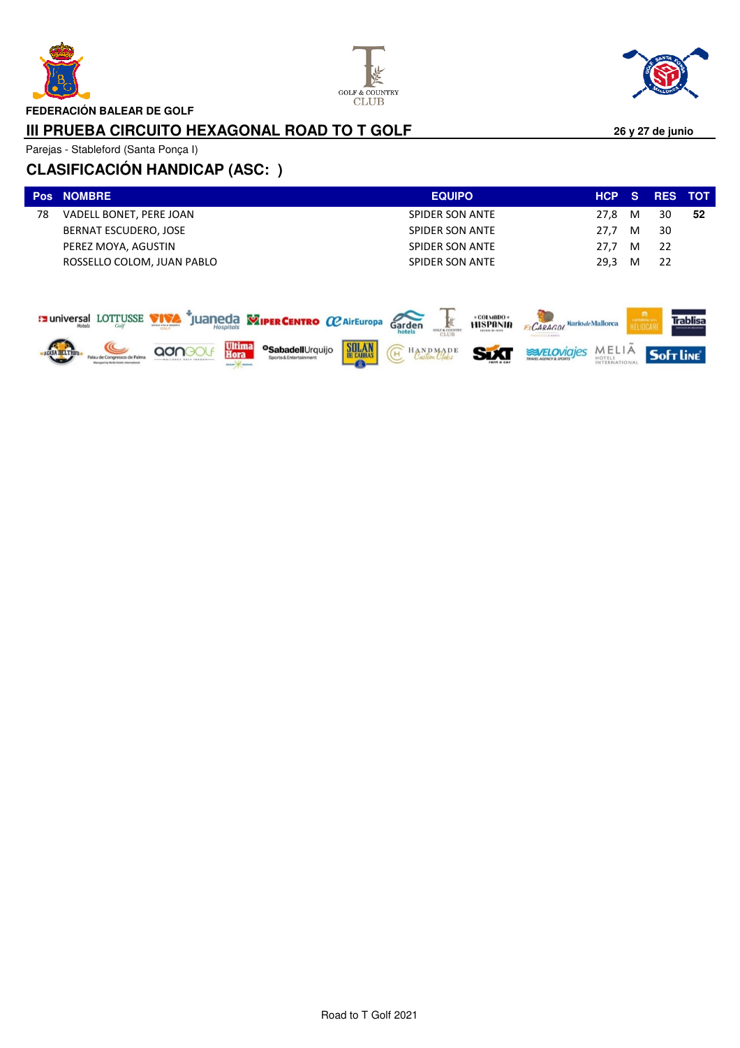FEDERACIÓN BALEAR DE GOLF

## III PRUEBA CIRCUITO HEXAGONAL ROAD TO T GOLF

26 y 27 de junio

Parejas - Stableford (Santa Ponça I)

## CLASIFICACIÓN HANDICAP (ASC: )

| Pos | NOMBRE | EQUIPO | HCP | S | RES | TOT |
|---|---|---|---|---|---|---|
| 78 | VADELL BONET, PERE JOAN | SPIDER SON ANTE | 27,8 | M | 30 | **52** |
| | BERNAT ESCUDERO, JOSE | SPIDER SON ANTE | 27,7 | M | 30 | |
| | PEREZ MOYA, AGUSTIN | SPIDER SON ANTE | 27,7 | M | 22 | |
| | ROSSELLO COLOM, JUAN PABLO | SPIDER SON ANTE | 29,3 | M | 22 | |

Road to T Golf 2021